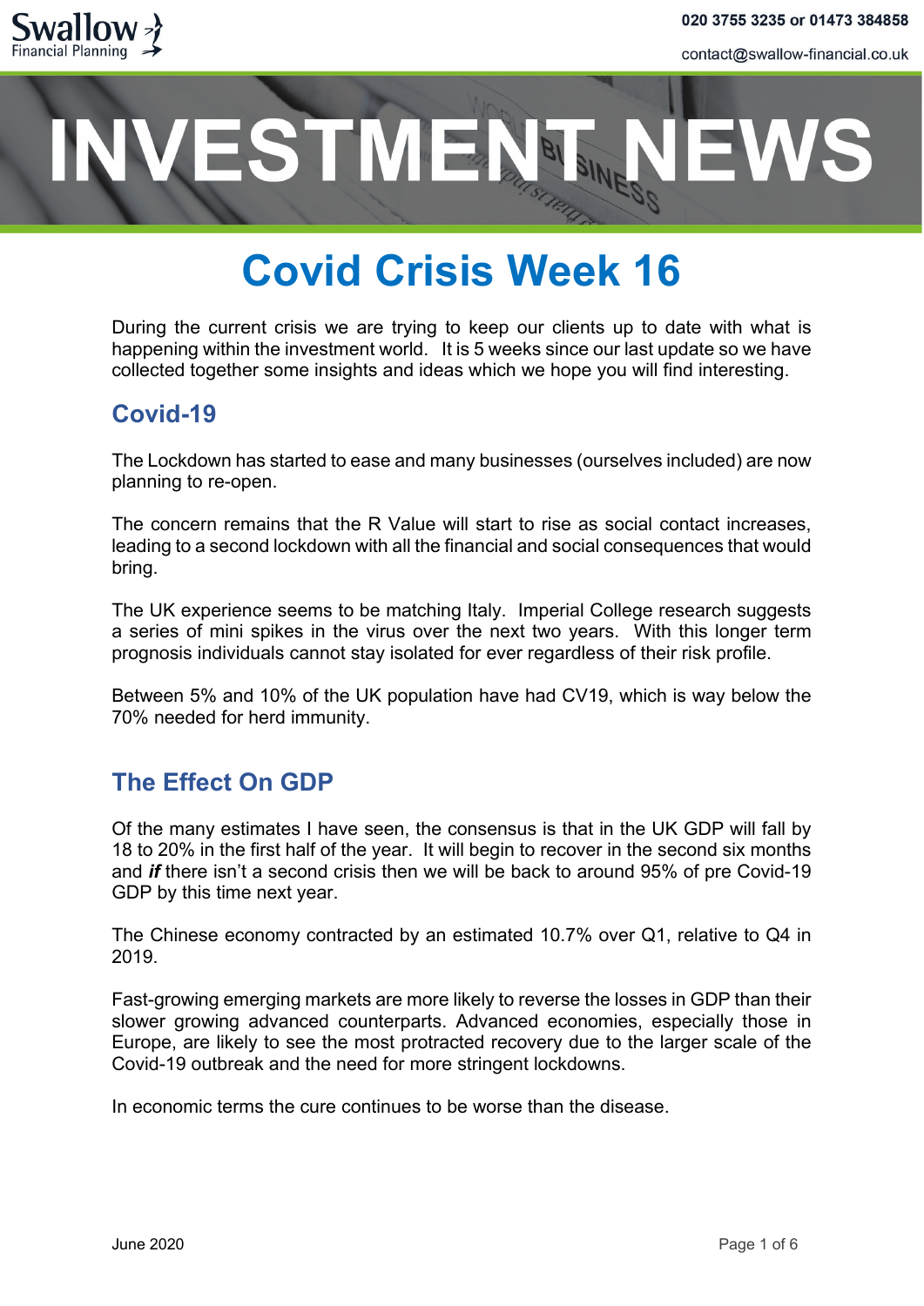# INVESTMENT NEWS

# Covid Crisis Week 16

During the current crisis we are trying to keep our clients up to date with what is happening within the investment world. It is 5 weeks since our last update so we have collected together some insights and ideas which we hope you will find interesting.

## Covid-19

The Lockdown has started to ease and many businesses (ourselves included) are now planning to re-open.

The concern remains that the R Value will start to rise as social contact increases, leading to a second lockdown with all the financial and social consequences that would bring.

The UK experience seems to be matching Italy. Imperial College research suggests a series of mini spikes in the virus over the next two years. With this longer term prognosis individuals cannot stay isolated for ever regardless of their risk profile.

Between 5% and 10% of the UK population have had CV19, which is way below the 70% needed for herd immunity.

## The Effect On GDP

Of the many estimates I have seen, the consensus is that in the UK GDP will fall by 18 to 20% in the first half of the year. It will begin to recover in the second six months and ***if*** there isn't a second crisis then we will be back to around 95% of pre Covid-19 GDP by this time next year.

The Chinese economy contracted by an estimated 10.7% over Q1, relative to Q4 in 2019.

Fast-growing emerging markets are more likely to reverse the losses in GDP than their slower growing advanced counterparts. Advanced economies, especially those in Europe, are likely to see the most protracted recovery due to the larger scale of the Covid-19 outbreak and the need for more stringent lockdowns.

In economic terms the cure continues to be worse than the disease.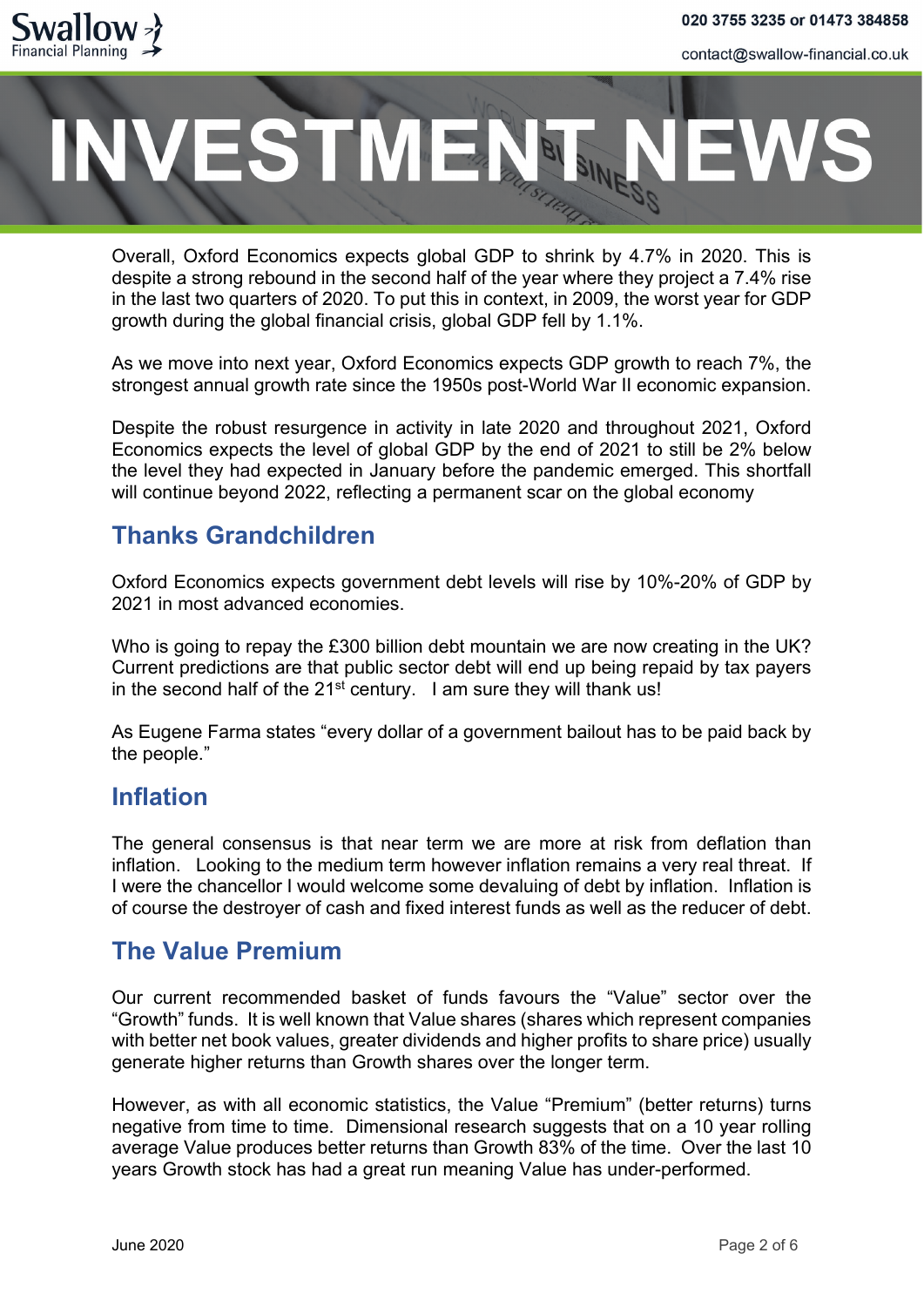Overall, Oxford Economics expects global GDP to shrink by 4.7% in 2020. This is despite a strong rebound in the second half of the year where they project a 7.4% rise in the last two quarters of 2020. To put this in context, in 2009, the worst year for GDP growth during the global financial crisis, global GDP fell by 1.1%.

As we move into next year, Oxford Economics expects GDP growth to reach 7%, the strongest annual growth rate since the 1950s post-World War II economic expansion.

Despite the robust resurgence in activity in late 2020 and throughout 2021, Oxford Economics expects the level of global GDP by the end of 2021 to still be 2% below the level they had expected in January before the pandemic emerged. This shortfall will continue beyond 2022, reflecting a permanent scar on the global economy

## Thanks Grandchildren

Oxford Economics expects government debt levels will rise by 10%-20% of GDP by 2021 in most advanced economies.

Who is going to repay the £300 billion debt mountain we are now creating in the UK? Current predictions are that public sector debt will end up being repaid by tax payers in the second half of the 21st century. I am sure they will thank us!

As Eugene Farma states "every dollar of a government bailout has to be paid back by the people."

## Inflation

The general consensus is that near term we are more at risk from deflation than inflation. Looking to the medium term however inflation remains a very real threat. If I were the chancellor I would welcome some devaluing of debt by inflation. Inflation is of course the destroyer of cash and fixed interest funds as well as the reducer of debt.

## The Value Premium

Our current recommended basket of funds favours the "Value" sector over the "Growth" funds. It is well known that Value shares (shares which represent companies with better net book values, greater dividends and higher profits to share price) usually generate higher returns than Growth shares over the longer term.

However, as with all economic statistics, the Value "Premium" (better returns) turns negative from time to time. Dimensional research suggests that on a 10 year rolling average Value produces better returns than Growth 83% of the time. Over the last 10 years Growth stock has had a great run meaning Value has under-performed.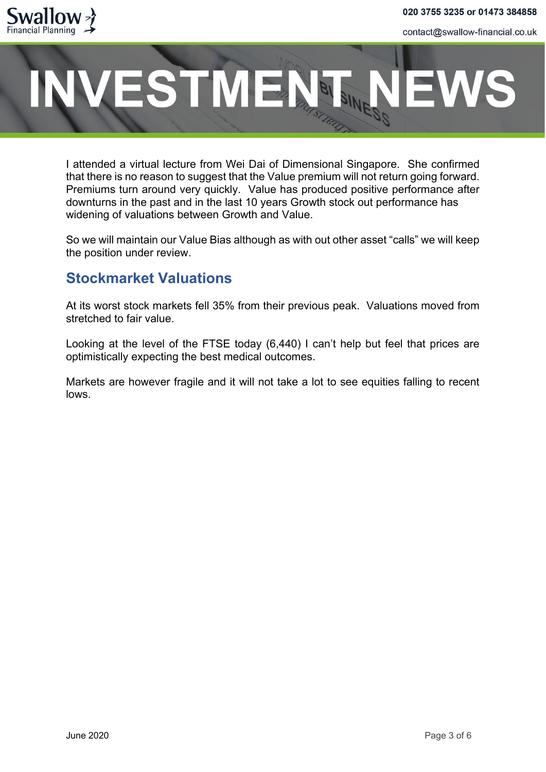I attended a virtual lecture from Wei Dai of Dimensional Singapore. She confirmed that there is no reason to suggest that the Value premium will not return going forward. Premiums turn around very quickly. Value has produced positive performance after downturns in the past and in the last 10 years Growth stock out performance has widening of valuations between Growth and Value.

So we will maintain our Value Bias although as with out other asset "calls" we will keep the position under review.

## Stockmarket Valuations

At its worst stock markets fell 35% from their previous peak. Valuations moved from stretched to fair value.

Looking at the level of the FTSE today (6,440) I can't help but feel that prices are optimistically expecting the best medical outcomes.

Markets are however fragile and it will not take a lot to see equities falling to recent lows.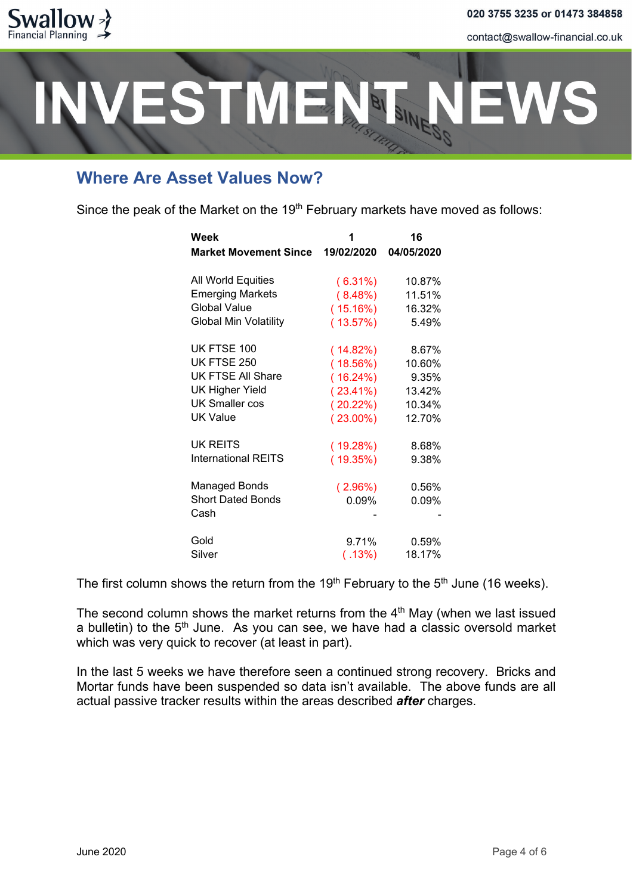# INVESTMENT NEWS

## Where Are Asset Values Now?

Since the peak of the Market on the 19th February markets have moved as follows:

| Week | 1 | 16 |
|---|---|---|
| **Market Movement Since** | **19/02/2020** | **04/05/2020** |
| All World Equities | ( 6.31%) | 10.87% |
| Emerging Markets | ( 8.48%) | 11.51% |
| Global Value | ( 15.16%) | 16.32% |
| Global Min Volatility | ( 13.57%) | 5.49% |
| UK FTSE 100 | ( 14.82%) | 8.67% |
| UK FTSE 250 | ( 18.56%) | 10.60% |
| UK FTSE All Share | ( 16.24%) | 9.35% |
| UK Higher Yield | ( 23.41%) | 13.42% |
| UK Smaller cos | ( 20.22%) | 10.34% |
| UK Value | ( 23.00%) | 12.70% |
| UK REITS | ( 19.28%) | 8.68% |
| International REITS | ( 19.35%) | 9.38% |
| Managed Bonds | ( 2.96%) | 0.56% |
| Short Dated Bonds | 0.09% | 0.09% |
| Cash | - | - |
| Gold | 9.71% | 0.59% |
| Silver | ( .13%) | 18.17% |

The first column shows the return from the 19th February to the 5th June (16 weeks).

The second column shows the market returns from the 4th May (when we last issued a bulletin) to the 5th June. As you can see, we have had a classic oversold market which was very quick to recover (at least in part).

In the last 5 weeks we have therefore seen a continued strong recovery. Bricks and Mortar funds have been suspended so data isn't available. The above funds are all actual passive tracker results within the areas described ***after*** charges.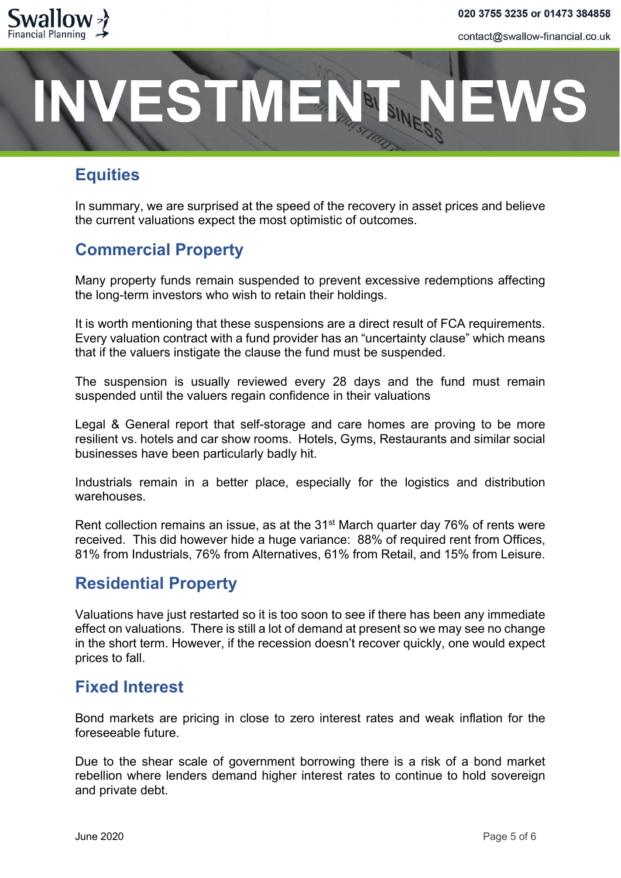# INVESTMENT NEWS

## Equities

In summary, we are surprised at the speed of the recovery in asset prices and believe the current valuations expect the most optimistic of outcomes.

## Commercial Property

Many property funds remain suspended to prevent excessive redemptions affecting the long-term investors who wish to retain their holdings.

It is worth mentioning that these suspensions are a direct result of FCA requirements. Every valuation contract with a fund provider has an “uncertainty clause” which means that if the valuers instigate the clause the fund must be suspended.

The suspension is usually reviewed every 28 days and the fund must remain suspended until the valuers regain confidence in their valuations

Legal & General report that self-storage and care homes are proving to be more resilient vs. hotels and car show rooms. Hotels, Gyms, Restaurants and similar social businesses have been particularly badly hit.

Industrials remain in a better place, especially for the logistics and distribution warehouses.

Rent collection remains an issue, as at the 31st March quarter day 76% of rents were received. This did however hide a huge variance: 88% of required rent from Offices, 81% from Industrials, 76% from Alternatives, 61% from Retail, and 15% from Leisure.

## Residential Property

Valuations have just restarted so it is too soon to see if there has been any immediate effect on valuations. There is still a lot of demand at present so we may see no change in the short term. However, if the recession doesn’t recover quickly, one would expect prices to fall.

## Fixed Interest

Bond markets are pricing in close to zero interest rates and weak inflation for the foreseeable future.

Due to the shear scale of government borrowing there is a risk of a bond market rebellion where lenders demand higher interest rates to continue to hold sovereign and private debt.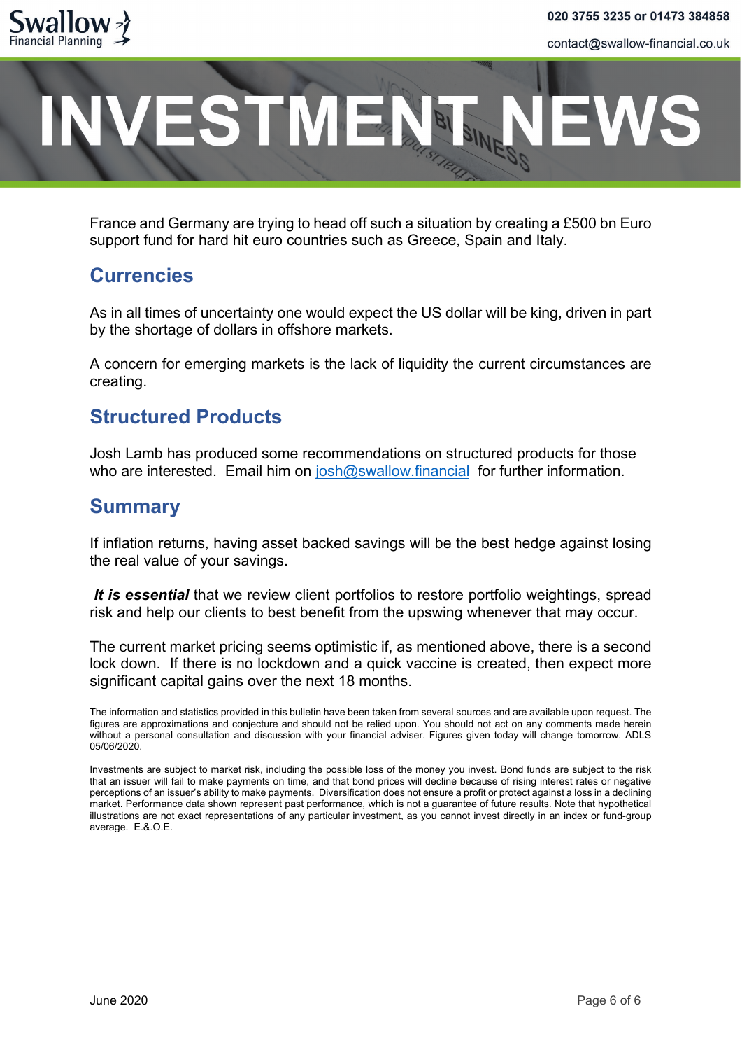France and Germany are trying to head off such a situation by creating a £500 bn Euro support fund for hard hit euro countries such as Greece, Spain and Italy.

## Currencies

As in all times of uncertainty one would expect the US dollar will be king, driven in part by the shortage of dollars in offshore markets.

A concern for emerging markets is the lack of liquidity the current circumstances are creating.

## Structured Products

Josh Lamb has produced some recommendations on structured products for those who are interested. Email him on josh@swallow.financial for further information.

## Summary

If inflation returns, having asset backed savings will be the best hedge against losing the real value of your savings.

***It is essential*** that we review client portfolios to restore portfolio weightings, spread risk and help our clients to best benefit from the upswing whenever that may occur.

The current market pricing seems optimistic if, as mentioned above, there is a second lock down. If there is no lockdown and a quick vaccine is created, then expect more significant capital gains over the next 18 months.

The information and statistics provided in this bulletin have been taken from several sources and are available upon request. The figures are approximations and conjecture and should not be relied upon. You should not act on any comments made herein without a personal consultation and discussion with your financial adviser. Figures given today will change tomorrow. ADLS 05/06/2020.

Investments are subject to market risk, including the possible loss of the money you invest. Bond funds are subject to the risk that an issuer will fail to make payments on time, and that bond prices will decline because of rising interest rates or negative perceptions of an issuer's ability to make payments. Diversification does not ensure a profit or protect against a loss in a declining market. Performance data shown represent past performance, which is not a guarantee of future results. Note that hypothetical illustrations are not exact representations of any particular investment, as you cannot invest directly in an index or fund-group average. E.&.O.E.